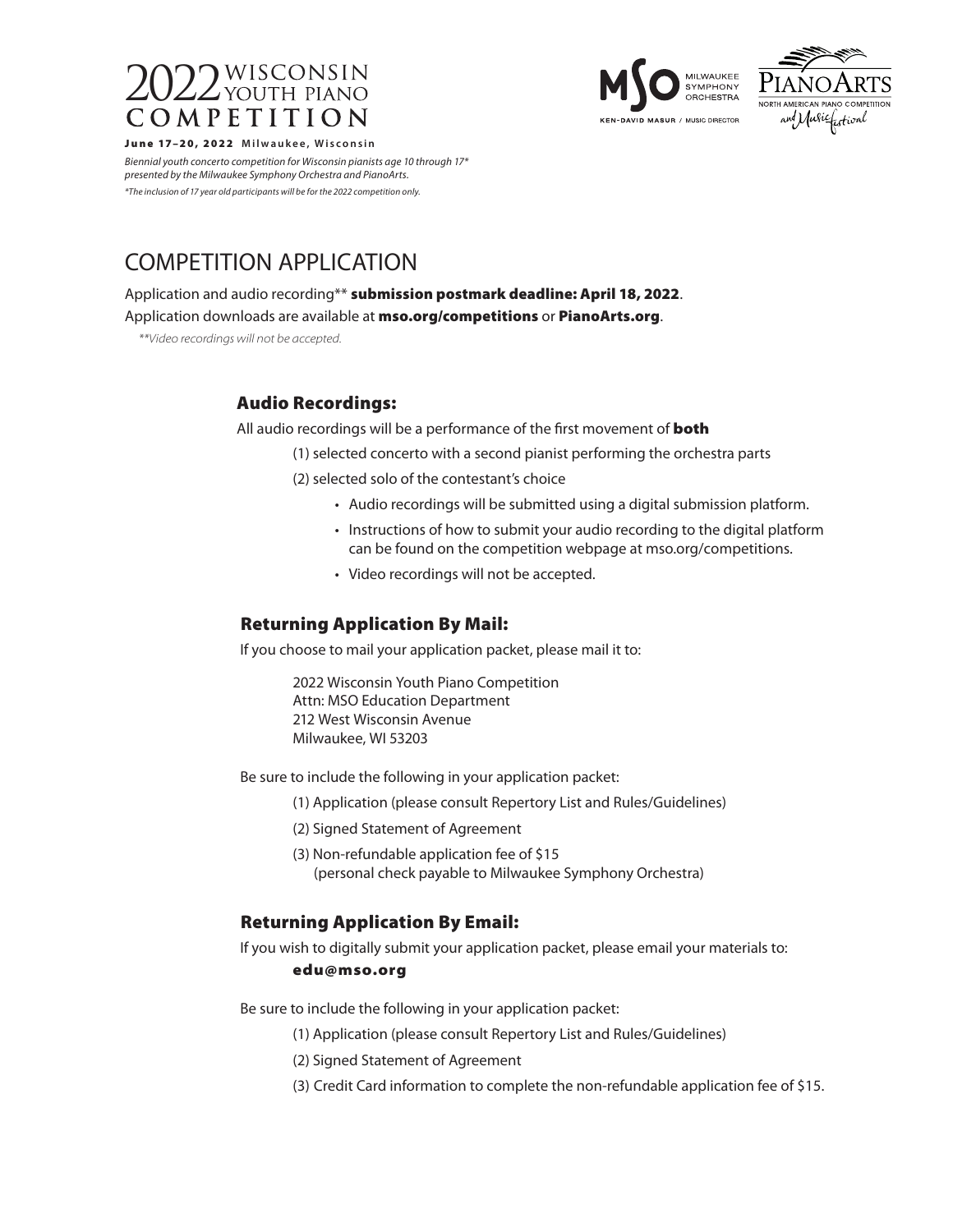# 2022 WISCONSIN YOUTH PIANO COMPETITION

**June 17–20, 2022** Milwaukee, Wisconsin

*Biennial youth concerto competition for Wisconsin pianists age 10 through 17* presented by the Milwaukee Symphony Orchestra and PianoArts.*

*\*The inclusion of 17 year old participants will be for the 2022 competition only.*

MSO Milwaukee Symphony Orchestra — Ken-David Masur / Music Director

PianoArts North American Piano Competition and Music Festival

## COMPETITION APPLICATION

Application and audio recording** **submission postmark deadline: April 18, 2022**.

Application downloads are available at **mso.org/competitions** or **PianoArts.org**.

*\*\*Video recordings will not be accepted.*

### Audio Recordings:

All audio recordings will be a performance of the first movement of **both**

(1) selected concerto with a second pianist performing the orchestra parts

(2) selected solo of the contestant's choice

- Audio recordings will be submitted using a digital submission platform.
- Instructions of how to submit your audio recording to the digital platform can be found on the competition webpage at mso.org/competitions.
- Video recordings will not be accepted.

### Returning Application By Mail:

If you choose to mail your application packet, please mail it to:

2022 Wisconsin Youth Piano Competition
Attn: MSO Education Department
212 West Wisconsin Avenue
Milwaukee, WI 53203

Be sure to include the following in your application packet:

(1) Application (please consult Repertory List and Rules/Guidelines)

(2) Signed Statement of Agreement

(3) Non-refundable application fee of $15
(personal check payable to Milwaukee Symphony Orchestra)

### Returning Application By Email:

If you wish to digitally submit your application packet, please email your materials to:
**edu@mso.org**

Be sure to include the following in your application packet:

(1) Application (please consult Repertory List and Rules/Guidelines)

(2) Signed Statement of Agreement

(3) Credit Card information to complete the non-refundable application fee of $15.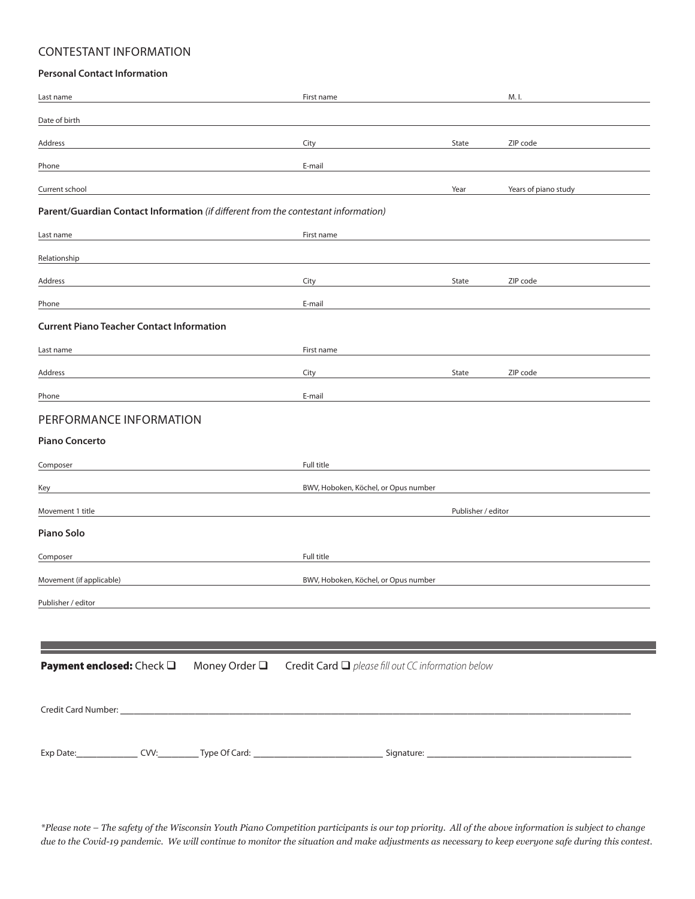## CONTESTANT INFORMATION

### Personal Contact Information

Last name ____________________ First name ____________________ M. I. ____________________

Date of birth ____________________

Address ____________________ City ____________________ State ____________________ ZIP code ____________________

Phone ____________________ E-mail ____________________

Current school ____________________ Year ____________________ Years of piano study ____________________

### Parent/Guardian Contact Information *(if different from the contestant information)*

Last name ____________________ First name ____________________

Relationship ____________________

Address ____________________ City ____________________ State ____________________ ZIP code ____________________

Phone ____________________ E-mail ____________________

### Current Piano Teacher Contact Information

Last name ____________________ First name ____________________

Address ____________________ City ____________________ State ____________________ ZIP code ____________________

Phone ____________________ E-mail ____________________

## PERFORMANCE INFORMATION

### Piano Concerto

Composer ____________________ Full title ____________________

Key ____________________ BWV, Hoboken, Köchel, or Opus number ____________________

Movement 1 title ____________________ Publisher / editor ____________________

### Piano Solo

Composer ____________________ Full title ____________________

Movement (if applicable) ____________________ BWV, Hoboken, Köchel, or Opus number ____________________

Publisher / editor ____________________

---

**Payment enclosed:** Check ☐ Money Order ☐ Credit Card ☐ *please fill out CC information below*

Credit Card Number: ____________________________________________________________

Exp Date:____________ CVV:________ Type Of Card: ________________________ Signature: ________________________________________

*\*Please note – The safety of the Wisconsin Youth Piano Competition participants is our top priority. All of the above information is subject to change due to the Covid-19 pandemic. We will continue to monitor the situation and make adjustments as necessary to keep everyone safe during this contest.*